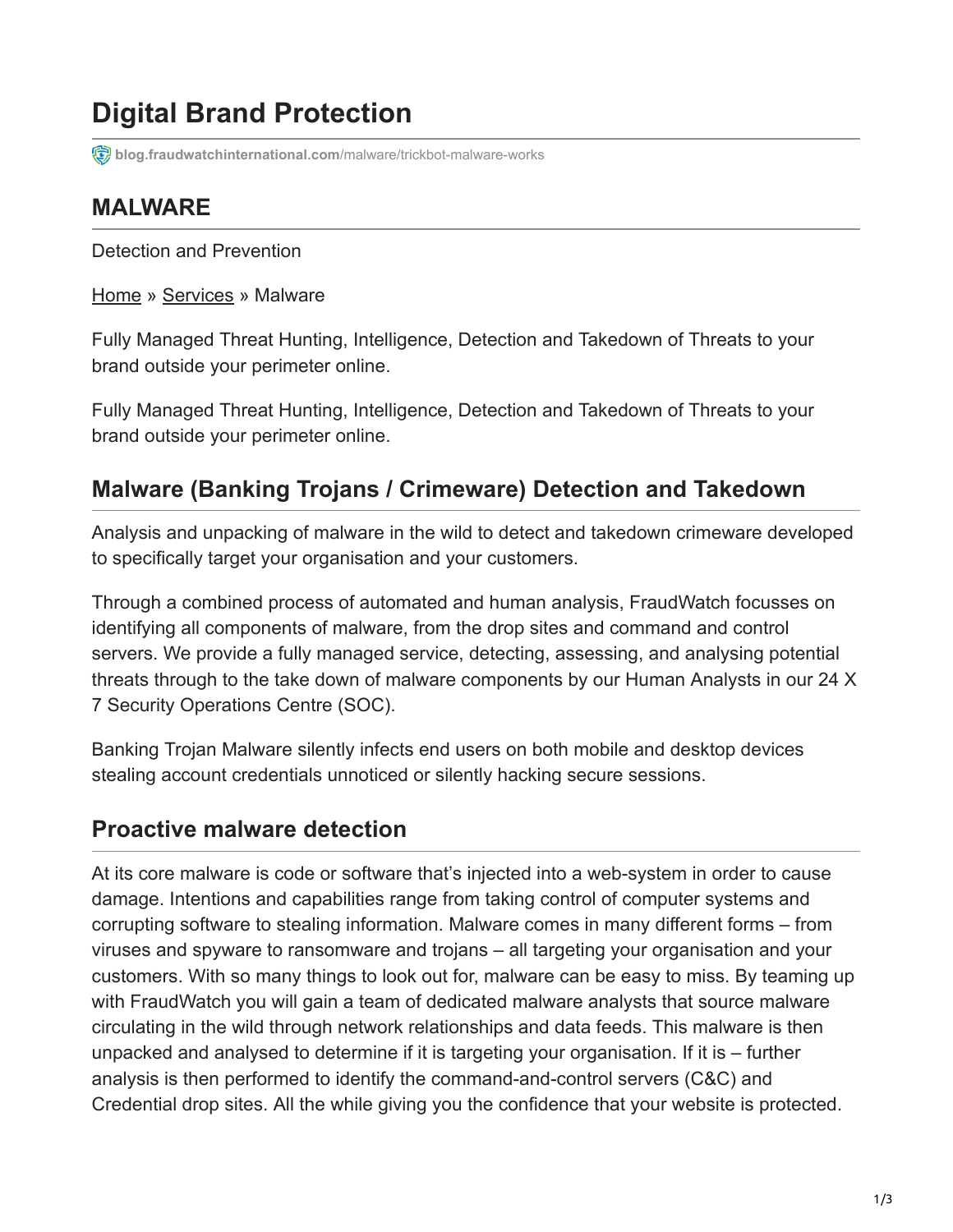# Digital Brand Protection

blog.fraudwatchinternational.com/malware/trickbot-malware-works

## MALWARE

Detection and Prevention

Home » Services » Malware

Fully Managed Threat Hunting, Intelligence, Detection and Takedown of Threats to your brand outside your perimeter online.

Fully Managed Threat Hunting, Intelligence, Detection and Takedown of Threats to your brand outside your perimeter online.

### Malware (Banking Trojans / Crimeware) Detection and Takedown

Analysis and unpacking of malware in the wild to detect and takedown crimeware developed to specifically target your organisation and your customers.

Through a combined process of automated and human analysis, FraudWatch focusses on identifying all components of malware, from the drop sites and command and control servers. We provide a fully managed service, detecting, assessing, and analysing potential threats through to the take down of malware components by our Human Analysts in our 24 X 7 Security Operations Centre (SOC).

Banking Trojan Malware silently infects end users on both mobile and desktop devices stealing account credentials unnoticed or silently hacking secure sessions.

### Proactive malware detection

At its core malware is code or software that's injected into a web-system in order to cause damage. Intentions and capabilities range from taking control of computer systems and corrupting software to stealing information. Malware comes in many different forms – from viruses and spyware to ransomware and trojans – all targeting your organisation and your customers. With so many things to look out for, malware can be easy to miss. By teaming up with FraudWatch you will gain a team of dedicated malware analysts that source malware circulating in the wild through network relationships and data feeds. This malware is then unpacked and analysed to determine if it is targeting your organisation. If it is – further analysis is then performed to identify the command-and-control servers (C&C) and Credential drop sites. All the while giving you the confidence that your website is protected.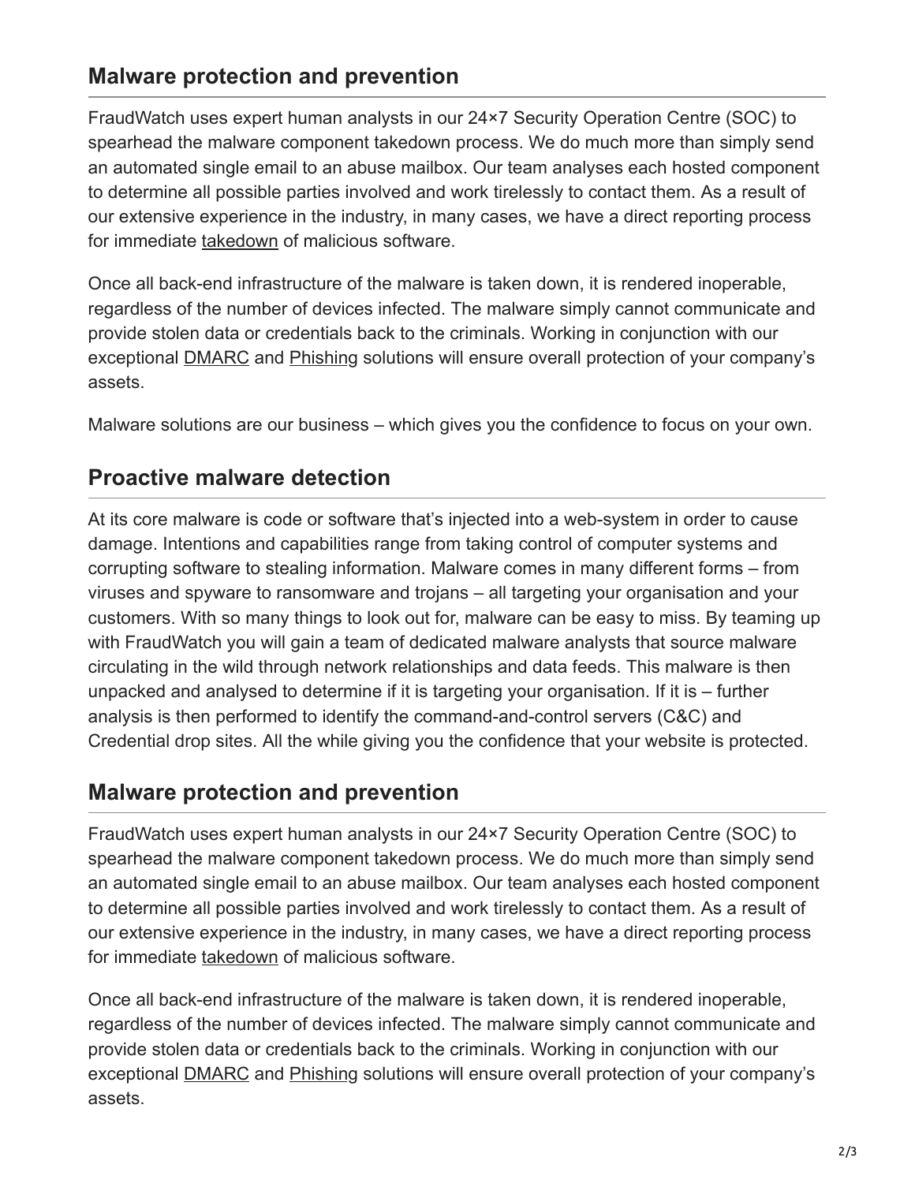## Malware protection and prevention

FraudWatch uses expert human analysts in our 24×7 Security Operation Centre (SOC) to spearhead the malware component takedown process. We do much more than simply send an automated single email to an abuse mailbox. Our team analyses each hosted component to determine all possible parties involved and work tirelessly to contact them. As a result of our extensive experience in the industry, in many cases, we have a direct reporting process for immediate takedown of malicious software.

Once all back-end infrastructure of the malware is taken down, it is rendered inoperable, regardless of the number of devices infected. The malware simply cannot communicate and provide stolen data or credentials back to the criminals. Working in conjunction with our exceptional DMARC and Phishing solutions will ensure overall protection of your company's assets.

Malware solutions are our business – which gives you the confidence to focus on your own.

## Proactive malware detection

At its core malware is code or software that's injected into a web-system in order to cause damage. Intentions and capabilities range from taking control of computer systems and corrupting software to stealing information. Malware comes in many different forms – from viruses and spyware to ransomware and trojans – all targeting your organisation and your customers. With so many things to look out for, malware can be easy to miss. By teaming up with FraudWatch you will gain a team of dedicated malware analysts that source malware circulating in the wild through network relationships and data feeds. This malware is then unpacked and analysed to determine if it is targeting your organisation. If it is – further analysis is then performed to identify the command-and-control servers (C&C) and Credential drop sites. All the while giving you the confidence that your website is protected.

## Malware protection and prevention

FraudWatch uses expert human analysts in our 24×7 Security Operation Centre (SOC) to spearhead the malware component takedown process. We do much more than simply send an automated single email to an abuse mailbox. Our team analyses each hosted component to determine all possible parties involved and work tirelessly to contact them. As a result of our extensive experience in the industry, in many cases, we have a direct reporting process for immediate takedown of malicious software.

Once all back-end infrastructure of the malware is taken down, it is rendered inoperable, regardless of the number of devices infected. The malware simply cannot communicate and provide stolen data or credentials back to the criminals. Working in conjunction with our exceptional DMARC and Phishing solutions will ensure overall protection of your company's assets.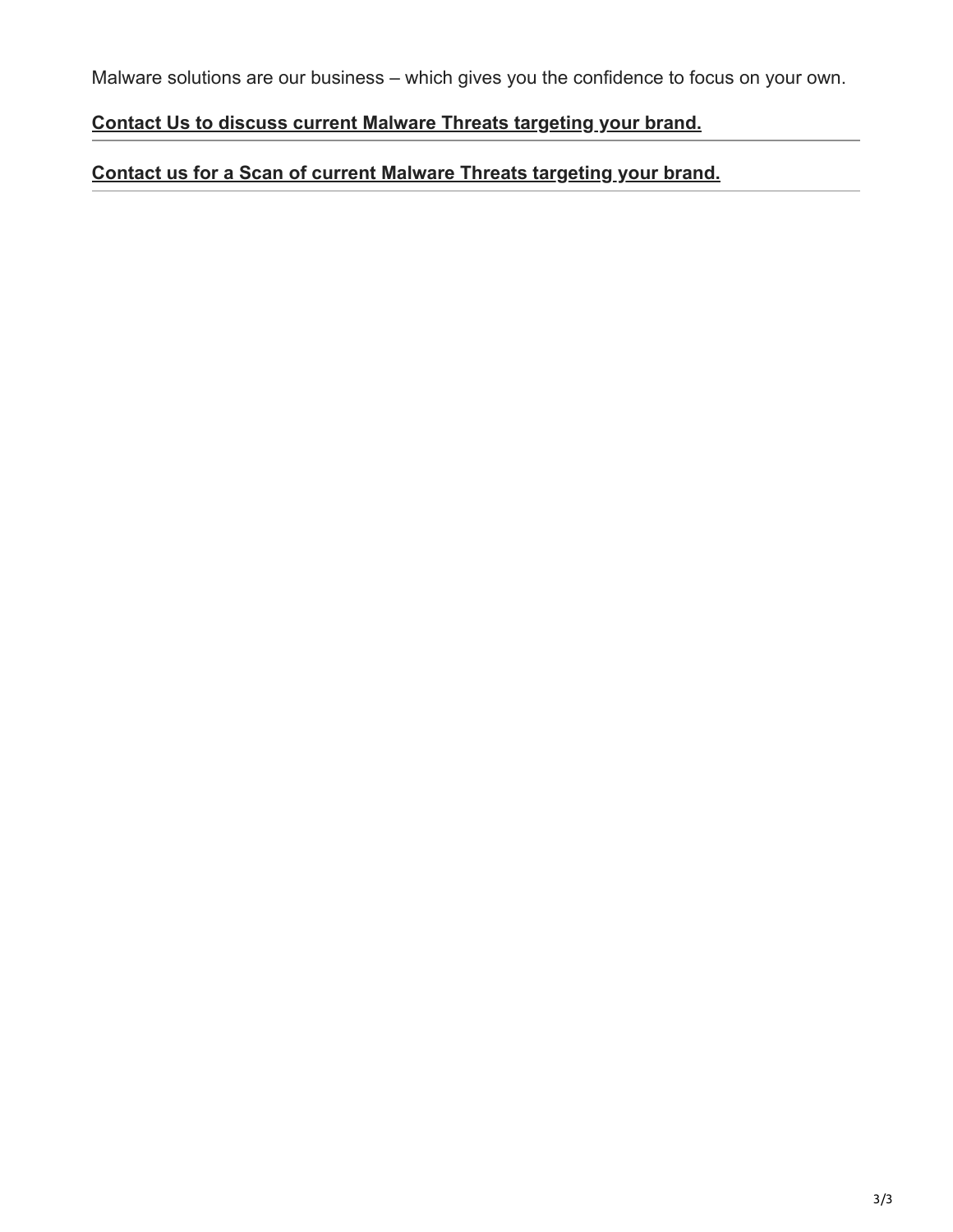Malware solutions are our business – which gives you the confidence to focus on your own.

**Contact Us to discuss current Malware Threats targeting your brand.**

---

**Contact us for a Scan of current Malware Threats targeting your brand.**

---